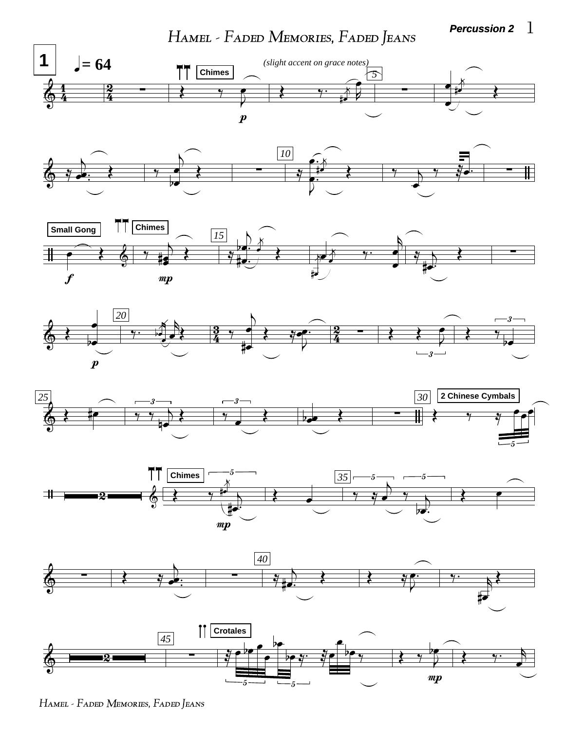# Hamel - Faded Memories, Faded Jeans

**Percussion 2**

**1** ♩= 64

Chimes

*(slight accent on grace notes)*

*p*

Small Gong

*f*

Chimes

*mp*

*p*

2 Chinese Cymbals

Chimes

*mp*

Crotales

*mp*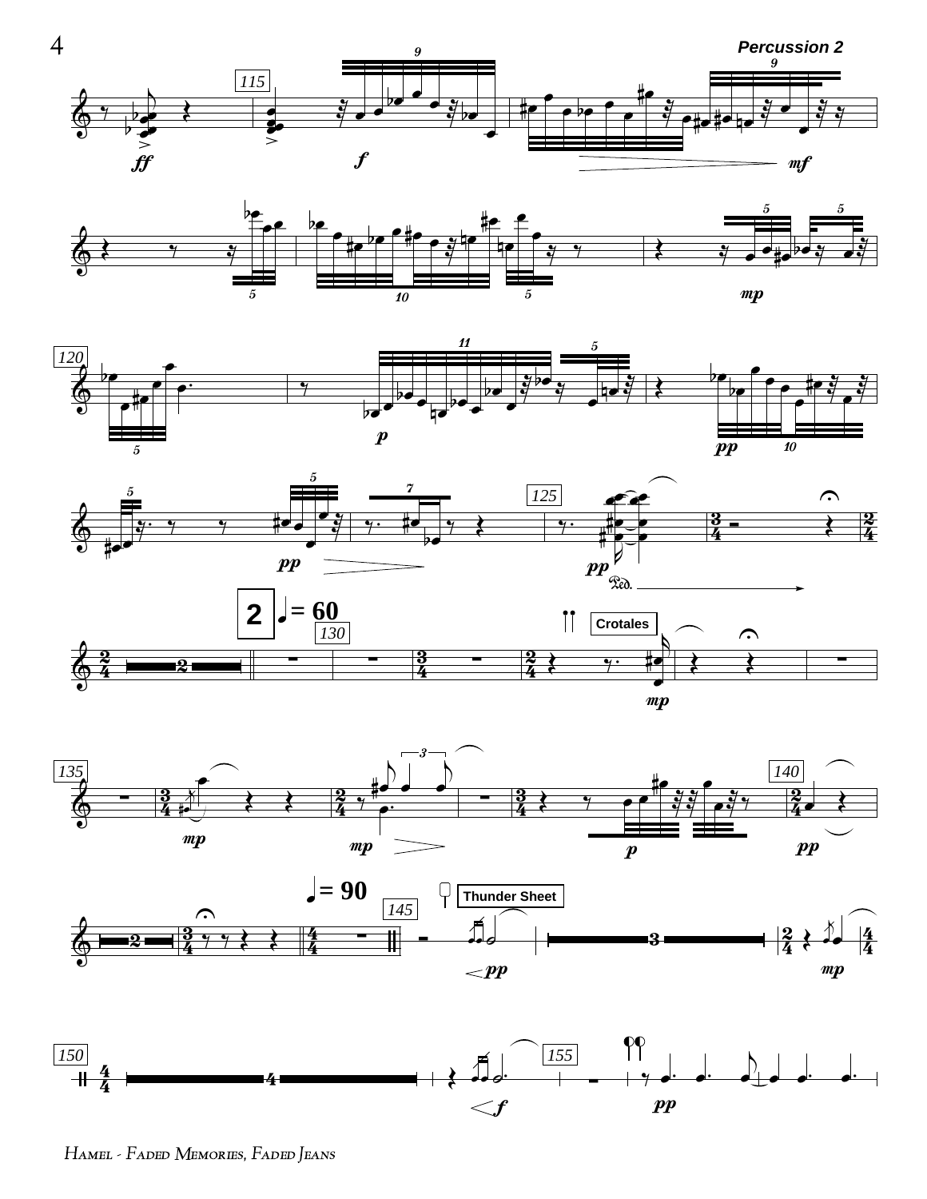**2** ♩= 60

Crotales

♩= 90

Thunder Sheet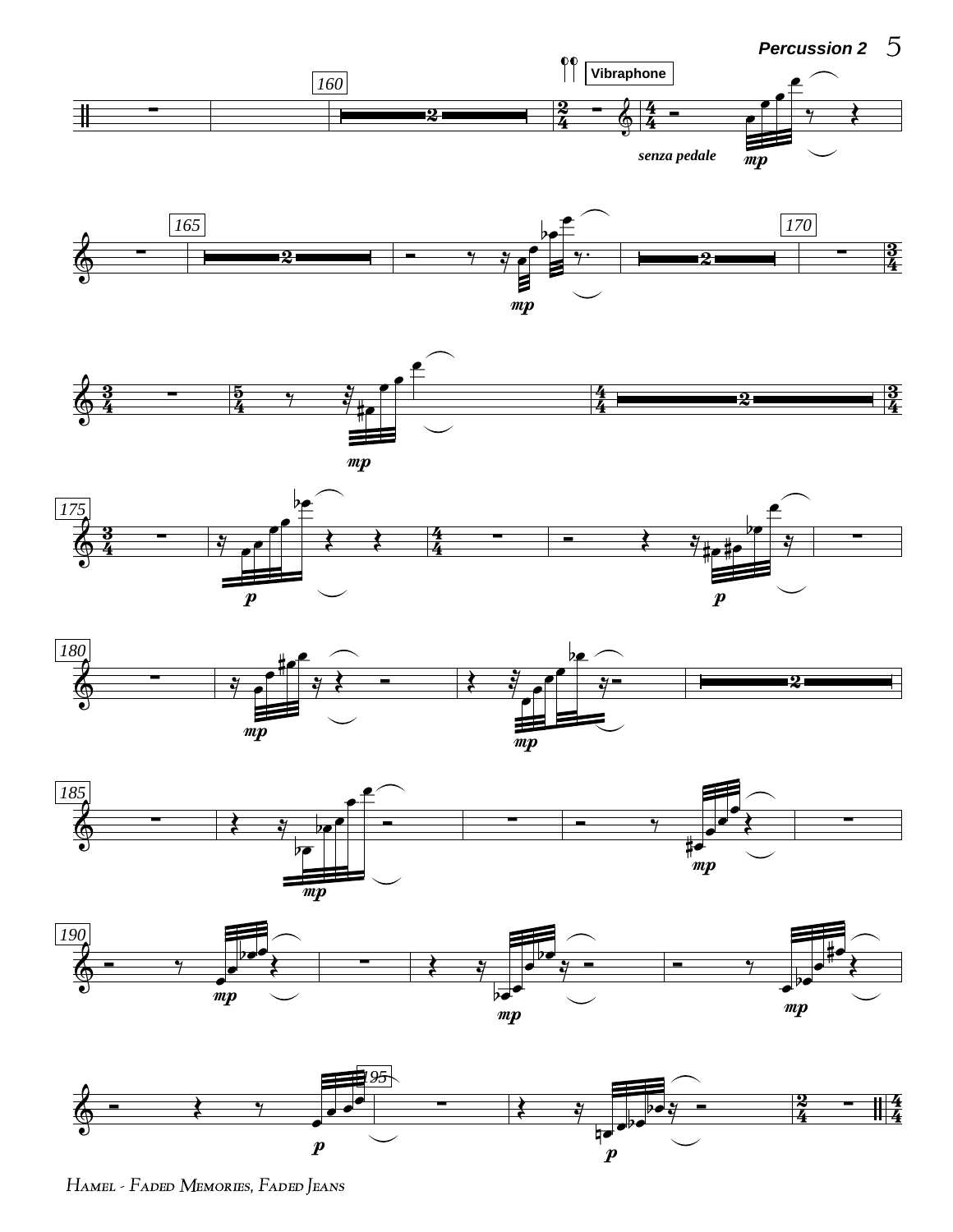Vibraphone

*senza pedale*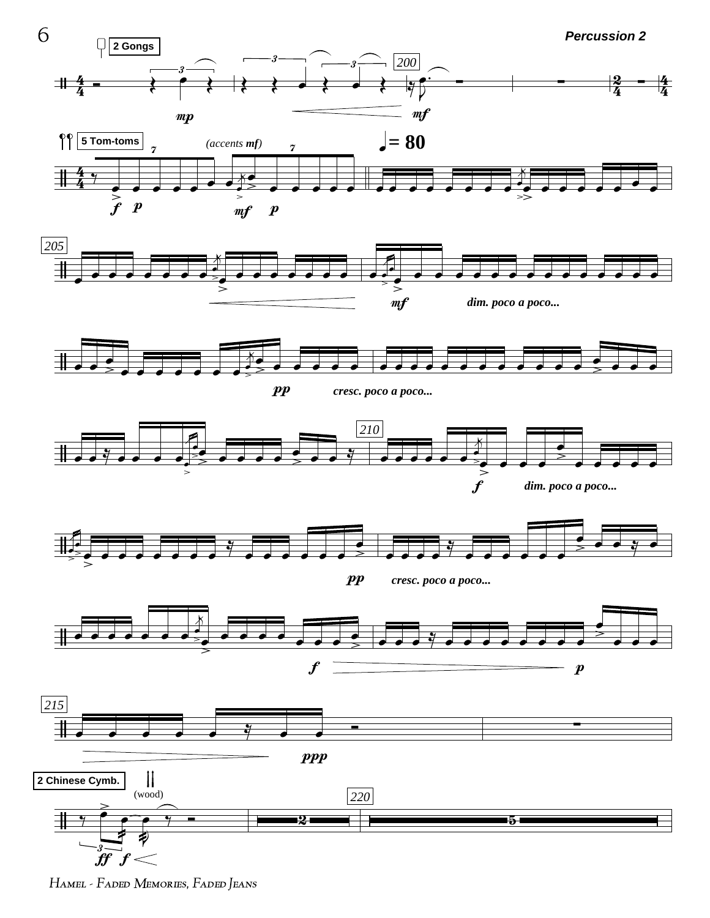2 Gongs

*mp* *mf*

5 Tom-toms

*(accents **mf**)*

♩= 80

*f* *p* *mf* *p*

*mf* *dim. poco a poco...*

*pp* *cresc. poco a poco...*

*f* *dim. poco a poco...*

*pp* *cresc. poco a poco...*

*f* *p*

*ppp*

2 Chinese Cymb.

(wood)

*ff* *f*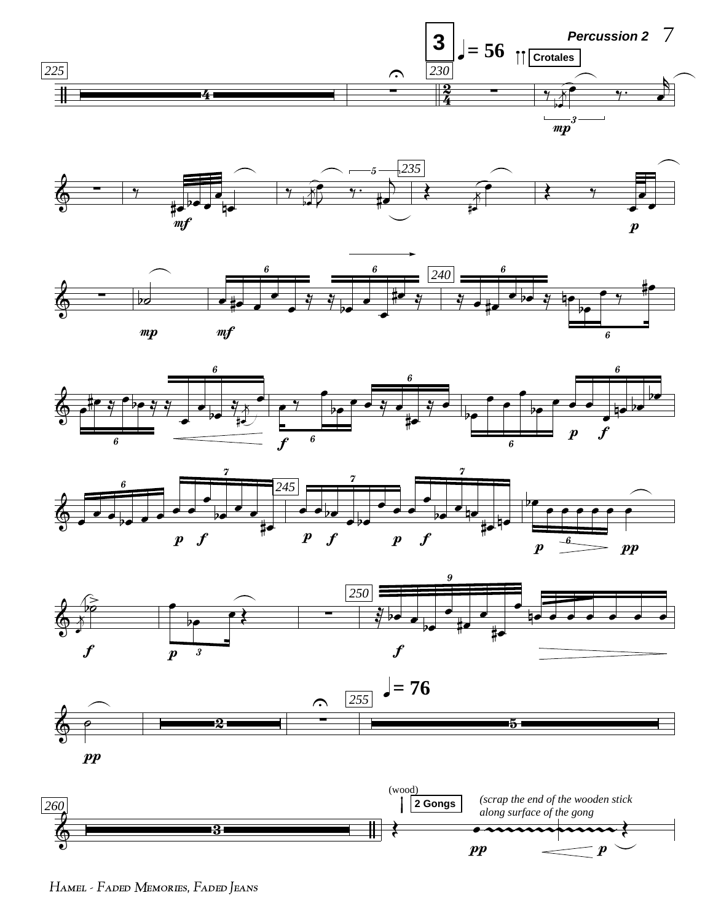**3** ♩= 56 **Crotales**

(wood) **2 Gongs** *(scrap the end of the wooden stick along surface of the gong*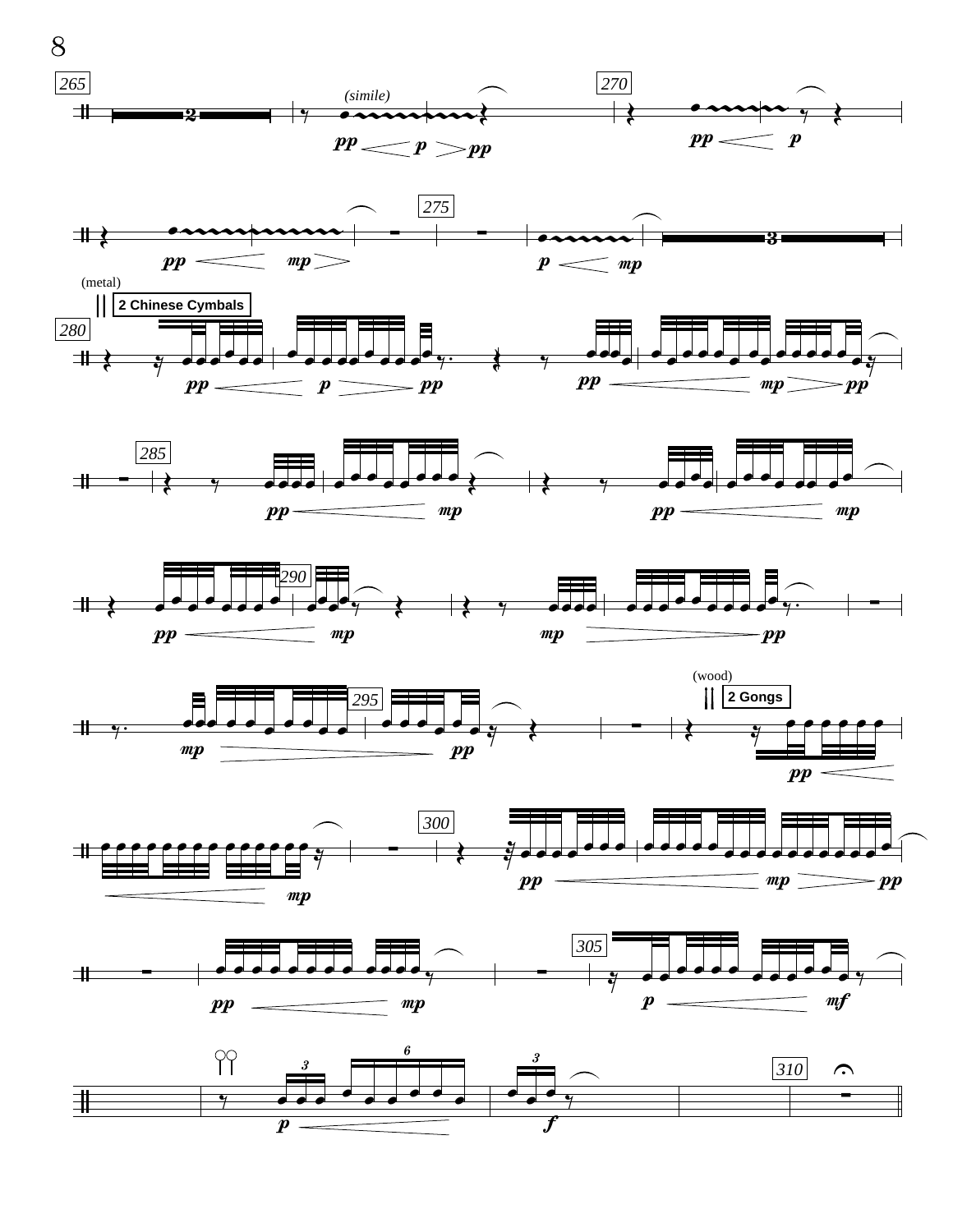265 (simile) 270

*pp* < *p* > *pp* *pp* < *p*

275

*pp* < *mp* > *p* < *mp*

(metal)

**2 Chinese Cymbals**

280

*pp* < *p* > *pp* *pp* < *mp* > *pp*

285

*pp* < *mp* *pp* < *mp*

290

*pp* < *mp* *mp* > *pp*

295 (wood)

**2 Gongs**

*mp* > *pp* *pp* <

300

*mp* *pp* < *mp* > *pp*

305

*pp* < *mp* *p* < *mf*

3 6 3 310

*p* < *f*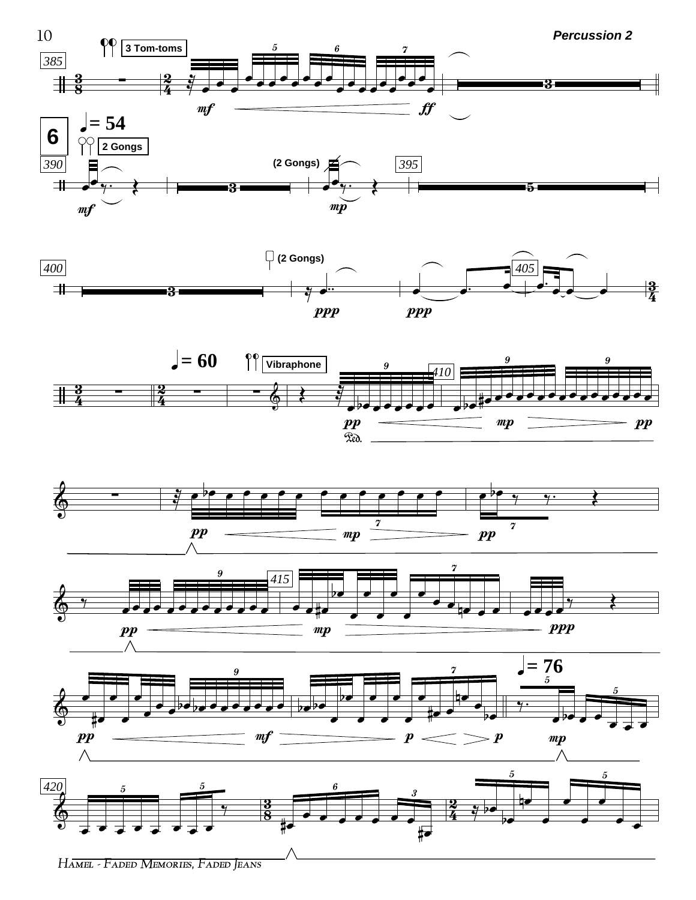3 Tom-toms

**6**

♩= 54

2 Gongs

(2 Gongs)

(2 Gongs)

♩= 60

Vibraphone

♩= 76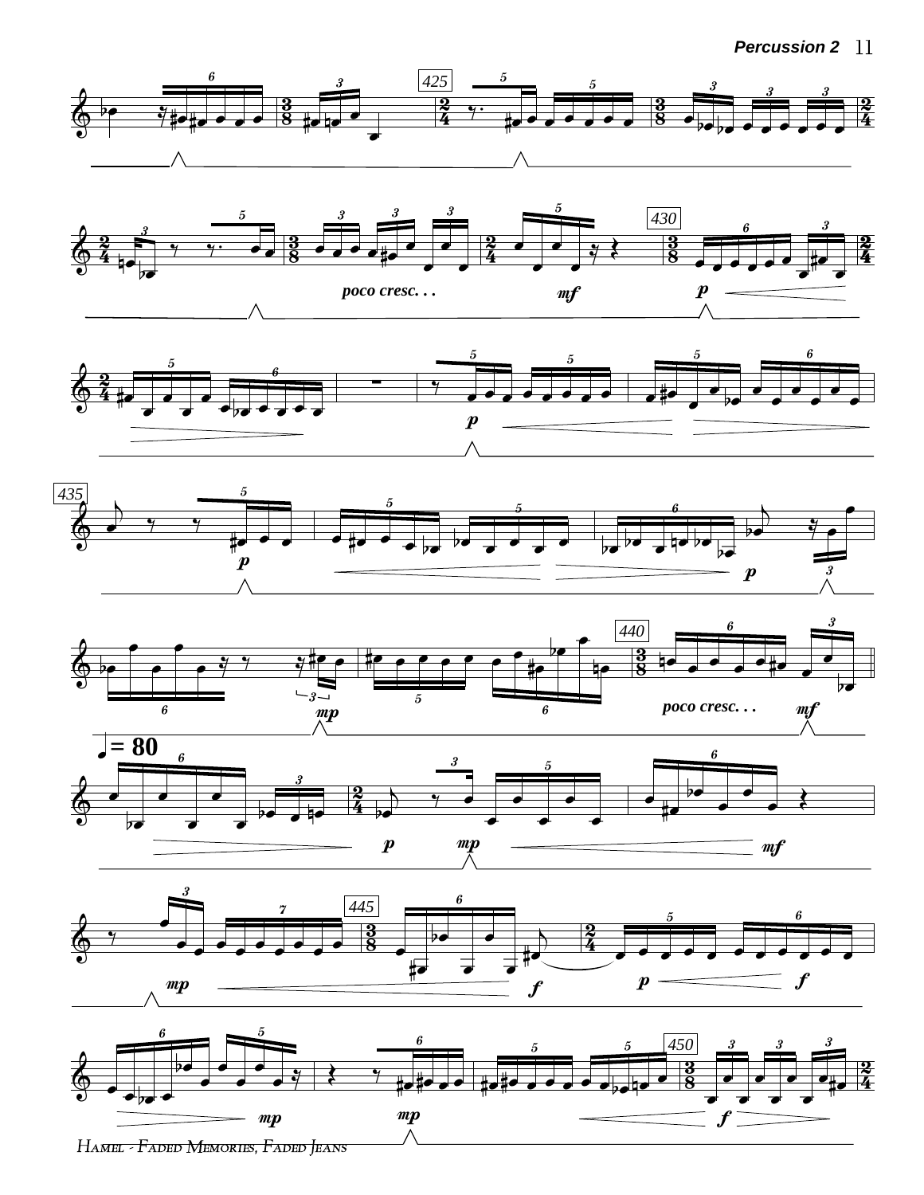*poco cresc. . .*

*poco cresc. . .*

♩ = 80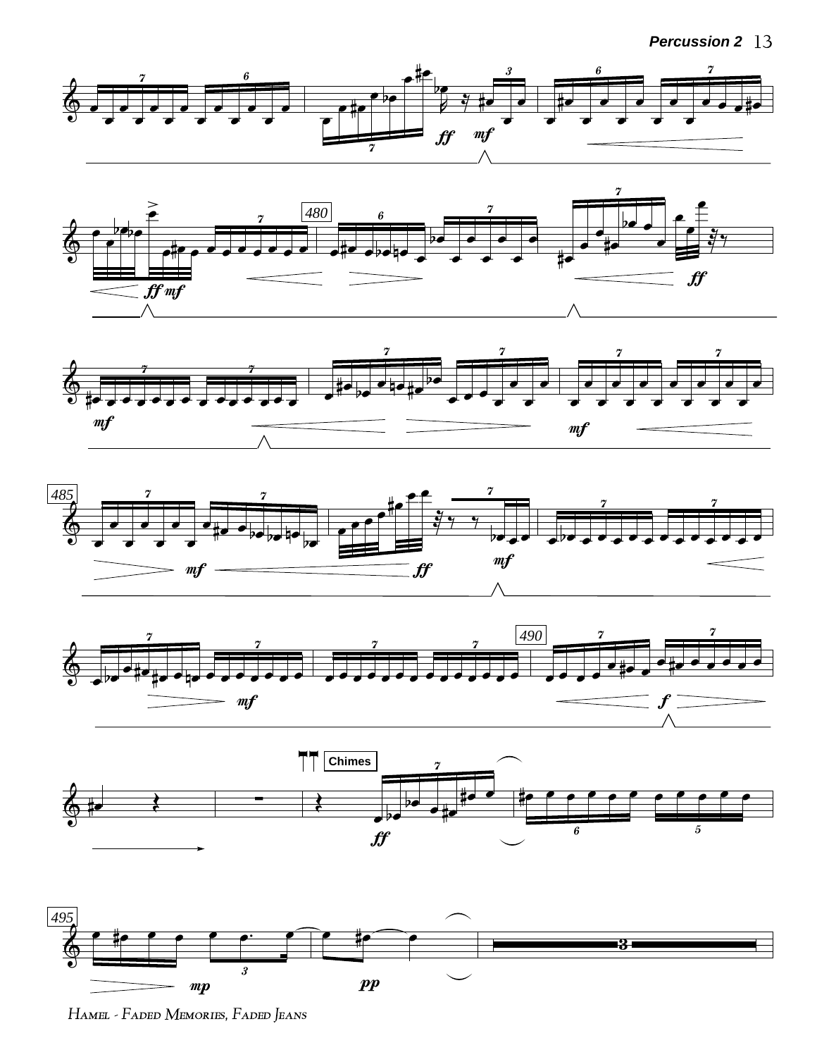Chimes